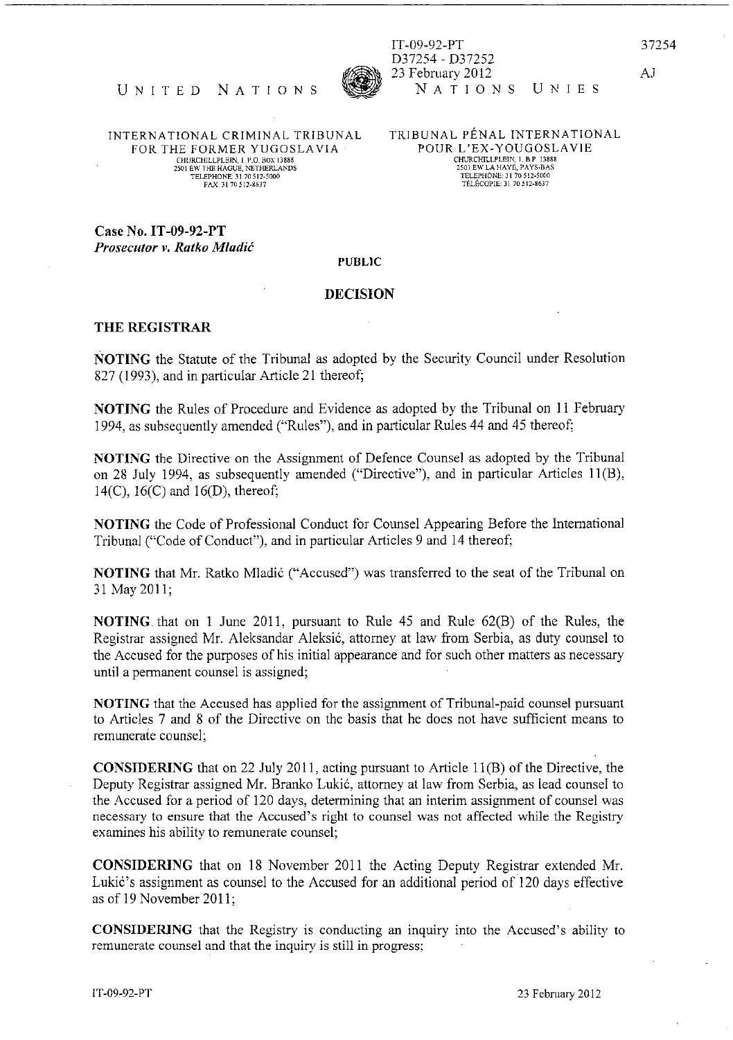IT-09-92-PT
D37254 - D37252
23 February 2012

UNITED NATIONS — NATIONS UNIES

INTERNATIONAL CRIMINAL TRIBUNAL FOR THE FORMER YUGOSLAVIA
CHURCHILLPLEIN, 1. P.O. BOX 13888
2501 EW THE HAGUE, NETHERLANDS
TELEPHONE 31 70 512-5000
FAX 31 70 512-8637

TRIBUNAL PÉNAL INTERNATIONAL POUR L'EX-YOUGOSLAVIE
CHURCHILLPLEIN, 1. B.P. 13888
2501 EW LA HAYE, PAYS-BAS
TELEPHONE: 31 70 512-5000
TÉLÉCOPIE: 31 70 512-8637

**Case No. IT-09-92-PT**
***Prosecutor v. Ratko Mladić***

**PUBLIC**

**DECISION**

**THE REGISTRAR**

**NOTING** the Statute of the Tribunal as adopted by the Security Council under Resolution 827 (1993), and in particular Article 21 thereof;

**NOTING** the Rules of Procedure and Evidence as adopted by the Tribunal on 11 February 1994, as subsequently amended ("Rules"), and in particular Rules 44 and 45 thereof;

**NOTING** the Directive on the Assignment of Defence Counsel as adopted by the Tribunal on 28 July 1994, as subsequently amended ("Directive"), and in particular Articles 11(B), 14(C), 16(C) and 16(D), thereof;

**NOTING** the Code of Professional Conduct for Counsel Appearing Before the International Tribunal ("Code of Conduct"), and in particular Articles 9 and 14 thereof;

**NOTING** that Mr. Ratko Mladić ("Accused") was transferred to the seat of the Tribunal on 31 May 2011;

**NOTING** that on 1 June 2011, pursuant to Rule 45 and Rule 62(B) of the Rules, the Registrar assigned Mr. Aleksandar Aleksić, attorney at law from Serbia, as duty counsel to the Accused for the purposes of his initial appearance and for such other matters as necessary until a permanent counsel is assigned;

**NOTING** that the Accused has applied for the assignment of Tribunal-paid counsel pursuant to Articles 7 and 8 of the Directive on the basis that he does not have sufficient means to remunerate counsel;

**CONSIDERING** that on 22 July 2011, acting pursuant to Article 11(B) of the Directive, the Deputy Registrar assigned Mr. Branko Lukić, attorney at law from Serbia, as lead counsel to the Accused for a period of 120 days, determining that an interim assignment of counsel was necessary to ensure that the Accused's right to counsel was not affected while the Registry examines his ability to remunerate counsel;

**CONSIDERING** that on 18 November 2011 the Acting Deputy Registrar extended Mr. Lukić's assignment as counsel to the Accused for an additional period of 120 days effective as of 19 November 2011;

**CONSIDERING** that the Registry is conducting an inquiry into the Accused's ability to remunerate counsel and that the inquiry is still in progress;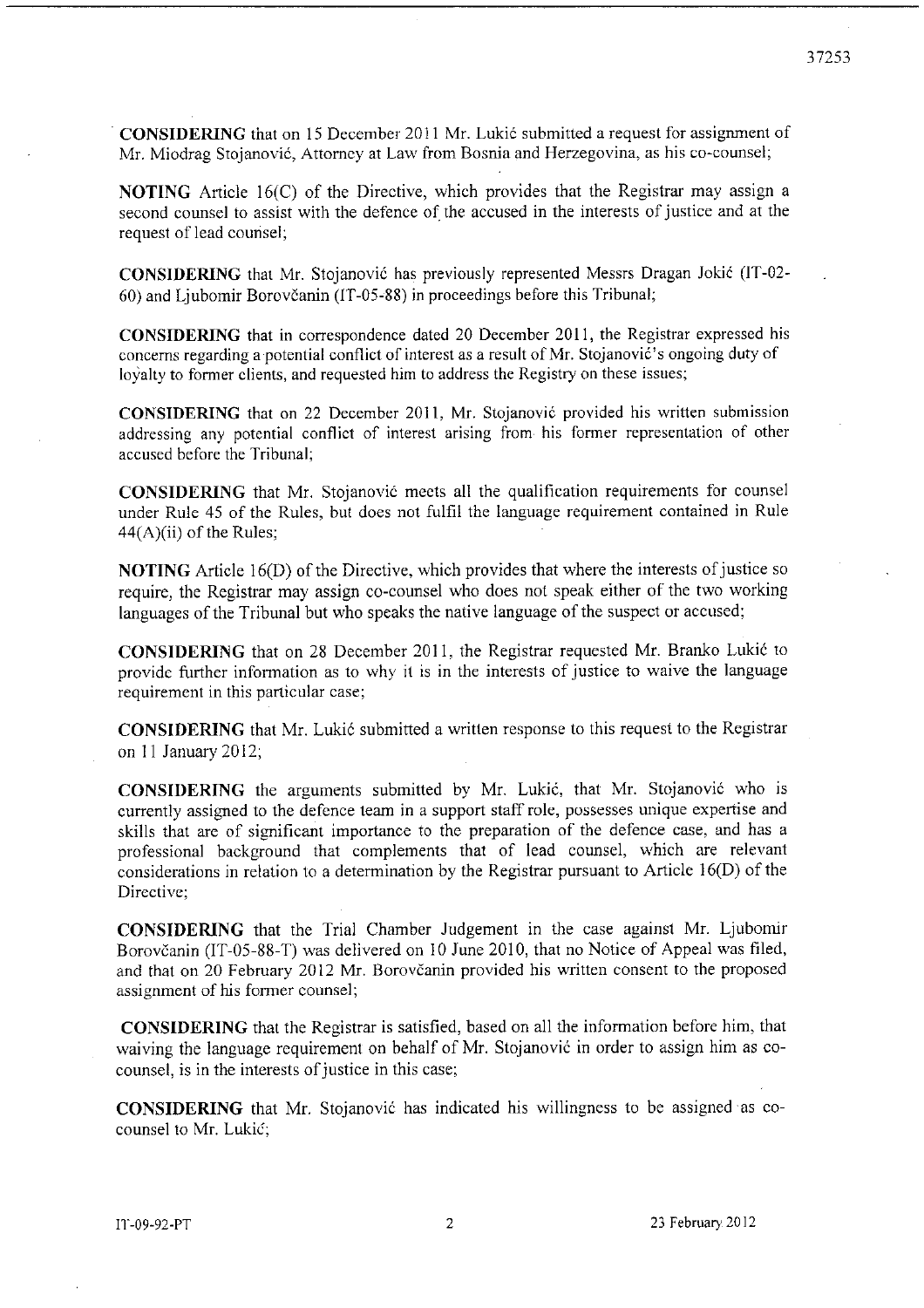**CONSIDERING** that on 15 December 2011 Mr. Lukić submitted a request for assignment of Mr. Miodrag Stojanović, Attorney at Law from Bosnia and Herzegovina, as his co-counsel;

**NOTING** Article 16(C) of the Directive, which provides that the Registrar may assign a second counsel to assist with the defence of the accused in the interests of justice and at the request of lead counsel;

**CONSIDERING** that Mr. Stojanović has previously represented Messrs Dragan Jokić (IT-02-60) and Ljubomir Borovčanin (IT-05-88) in proceedings before this Tribunal;

**CONSIDERING** that in correspondence dated 20 December 2011, the Registrar expressed his concerns regarding a potential conflict of interest as a result of Mr. Stojanović's ongoing duty of loyalty to former clients, and requested him to address the Registry on these issues;

**CONSIDERING** that on 22 December 2011, Mr. Stojanović provided his written submission addressing any potential conflict of interest arising from his former representation of other accused before the Tribunal;

**CONSIDERING** that Mr. Stojanović meets all the qualification requirements for counsel under Rule 45 of the Rules, but does not fulfil the language requirement contained in Rule 44(A)(ii) of the Rules;

**NOTING** Article 16(D) of the Directive, which provides that where the interests of justice so require, the Registrar may assign co-counsel who does not speak either of the two working languages of the Tribunal but who speaks the native language of the suspect or accused;

**CONSIDERING** that on 28 December 2011, the Registrar requested Mr. Branko Lukić to provide further information as to why it is in the interests of justice to waive the language requirement in this particular case;

**CONSIDERING** that Mr. Lukić submitted a written response to this request to the Registrar on 11 January 2012;

**CONSIDERING** the arguments submitted by Mr. Lukić, that Mr. Stojanović who is currently assigned to the defence team in a support staff role, possesses unique expertise and skills that are of significant importance to the preparation of the defence case, and has a professional background that complements that of lead counsel, which are relevant considerations in relation to a determination by the Registrar pursuant to Article 16(D) of the Directive;

**CONSIDERING** that the Trial Chamber Judgement in the case against Mr. Ljubomir Borovčanin (IT-05-88-T) was delivered on 10 June 2010, that no Notice of Appeal was filed, and that on 20 February 2012 Mr. Borovčanin provided his written consent to the proposed assignment of his former counsel;

**CONSIDERING** that the Registrar is satisfied, based on all the information before him, that waiving the language requirement on behalf of Mr. Stojanović in order to assign him as co-counsel, is in the interests of justice in this case;

**CONSIDERING** that Mr. Stojanović has indicated his willingness to be assigned as co-counsel to Mr. Lukić;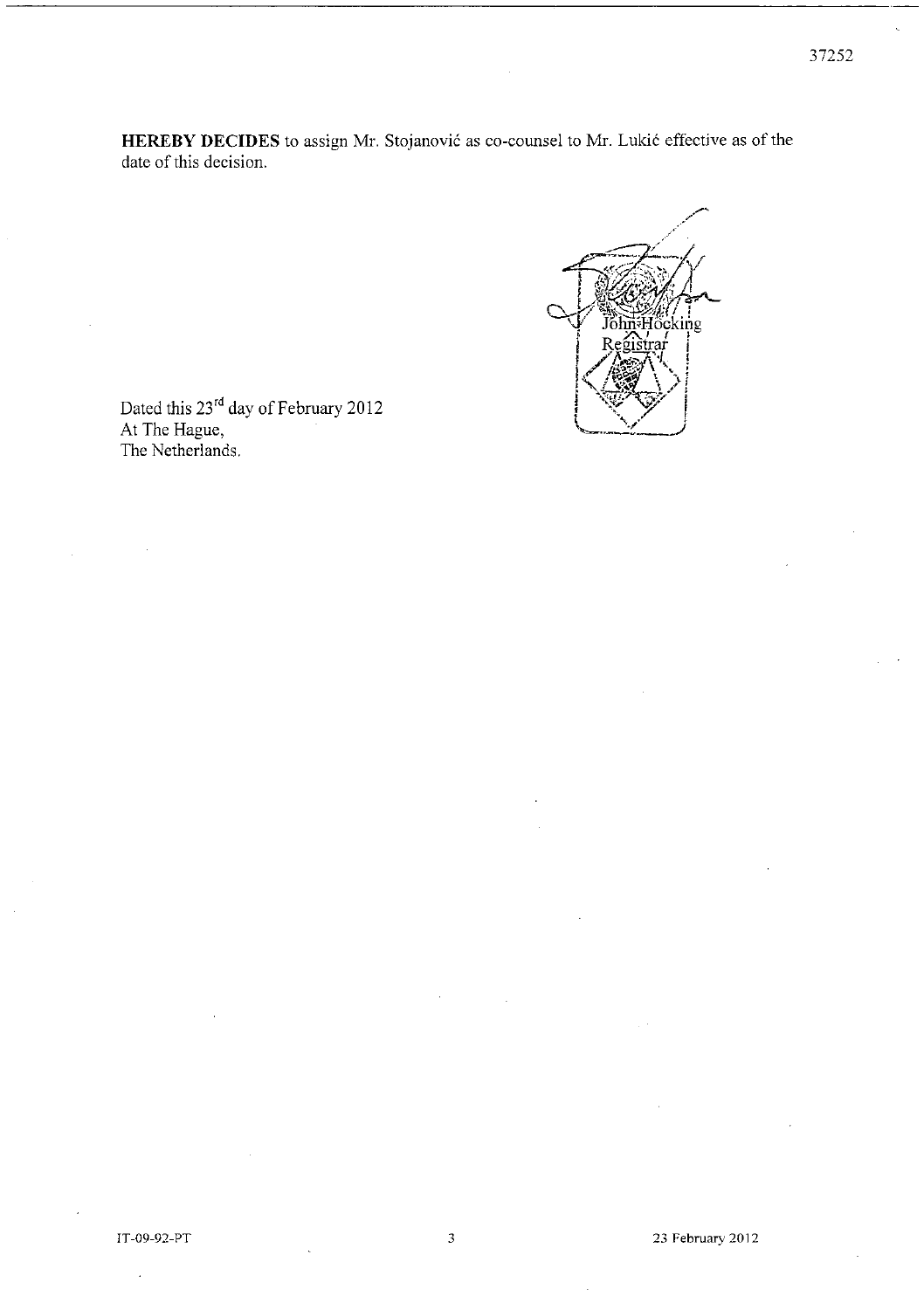**HEREBY DECIDES** to assign Mr. Stojanović as co-counsel to Mr. Lukić effective as of the date of this decision.

John Hocking
Registrar

Dated this 23rd day of February 2012
At The Hague,
The Netherlands.